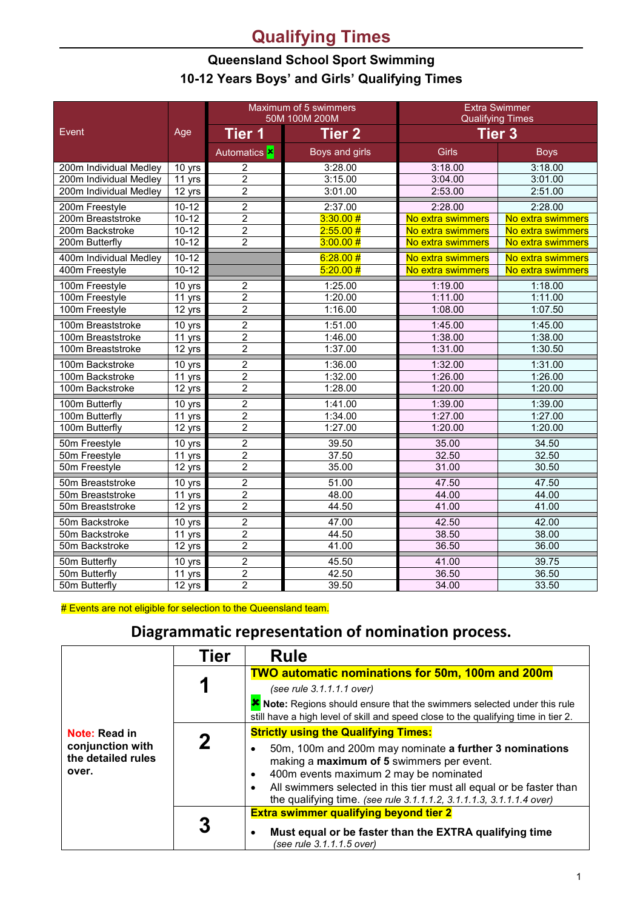# Qualifying Times

## Queensland School Sport Swimming

## 10-12 Years Boys' and Girls' Qualifying Times

| Event | Age | Maximum of 5 swimmers 50M 100M 200M | | Extra Swimmer Qualifying Times | |
|---|---|---|---|---|---|
| | | Tier 1 | Tier 2 | Tier 3 | |
| | | Automatics ✖ | Boys and girls | Girls | Boys |
| 200m Individual Medley | 10 yrs | 2 | 3:28.00 | 3:18.00 | 3:18.00 |
| 200m Individual Medley | 11 yrs | 2 | 3:15.00 | 3:04.00 | 3:01.00 |
| 200m Individual Medley | 12 yrs | 2 | 3:01.00 | 2:53.00 | 2:51.00 |
| 200m Freestyle | 10-12 | 2 | 2:37.00 | 2:28.00 | 2:28.00 |
| 200m Breaststroke | 10-12 | 2 | 3:30.00 # | No extra swimmers | No extra swimmers |
| 200m Backstroke | 10-12 | 2 | 2:55.00 # | No extra swimmers | No extra swimmers |
| 200m Butterfly | 10-12 | 2 | 3:00.00 # | No extra swimmers | No extra swimmers |
| 400m Individual Medley | 10-12 | | 6:28.00 # | No extra swimmers | No extra swimmers |
| 400m Freestyle | 10-12 | | 5:20.00 # | No extra swimmers | No extra swimmers |
| 100m Freestyle | 10 yrs | 2 | 1:25.00 | 1:19.00 | 1:18.00 |
| 100m Freestyle | 11 yrs | 2 | 1:20.00 | 1:11.00 | 1:11.00 |
| 100m Freestyle | 12 yrs | 2 | 1:16.00 | 1:08.00 | 1:07.50 |
| 100m Breaststroke | 10 yrs | 2 | 1:51.00 | 1:45.00 | 1:45.00 |
| 100m Breaststroke | 11 yrs | 2 | 1:46.00 | 1:38.00 | 1:38.00 |
| 100m Breaststroke | 12 yrs | 2 | 1:37.00 | 1:31.00 | 1:30.50 |
| 100m Backstroke | 10 yrs | 2 | 1:36.00 | 1:32.00 | 1:31.00 |
| 100m Backstroke | 11 yrs | 2 | 1:32.00 | 1:26.00 | 1:26.00 |
| 100m Backstroke | 12 yrs | 2 | 1:28.00 | 1:20.00 | 1:20.00 |
| 100m Butterfly | 10 yrs | 2 | 1:41.00 | 1:39.00 | 1:39.00 |
| 100m Butterfly | 11 yrs | 2 | 1:34.00 | 1:27.00 | 1:27.00 |
| 100m Butterfly | 12 yrs | 2 | 1:27.00 | 1:20.00 | 1:20.00 |
| 50m Freestyle | 10 yrs | 2 | 39.50 | 35.00 | 34.50 |
| 50m Freestyle | 11 yrs | 2 | 37.50 | 32.50 | 32.50 |
| 50m Freestyle | 12 yrs | 2 | 35.00 | 31.00 | 30.50 |
| 50m Breaststroke | 10 yrs | 2 | 51.00 | 47.50 | 47.50 |
| 50m Breaststroke | 11 yrs | 2 | 48.00 | 44.00 | 44.00 |
| 50m Breaststroke | 12 yrs | 2 | 44.50 | 41.00 | 41.00 |
| 50m Backstroke | 10 yrs | 2 | 47.00 | 42.50 | 42.00 |
| 50m Backstroke | 11 yrs | 2 | 44.50 | 38.50 | 38.00 |
| 50m Backstroke | 12 yrs | 2 | 41.00 | 36.50 | 36.00 |
| 50m Butterfly | 10 yrs | 2 | 45.50 | 41.00 | 39.75 |
| 50m Butterfly | 11 yrs | 2 | 42.50 | 36.50 | 36.50 |
| 50m Butterfly | 12 yrs | 2 | 39.50 | 34.00 | 33.50 |

# Events are not eligible for selection to the Queensland team.

## Diagrammatic representation of nomination process.

| | Tier | Rule |
|---|---|---|
| **Note:** Read in conjunction with the detailed rules over. | 1 | **TWO automatic nominations for 50m, 100m and 200m** *(see rule 3.1.1.1.1 over)* ✖ **Note:** Regions should ensure that the swimmers selected under this rule still have a high level of skill and speed close to the qualifying time in tier 2. |
| | 2 | **Strictly using the Qualifying Times:** • 50m, 100m and 200m may nominate **a further 3 nominations** making a **maximum of 5** swimmers per event. • 400m events maximum 2 may be nominated • All swimmers selected in this tier must all equal or be faster than the qualifying time. *(see rule 3.1.1.1.2, 3.1.1.1.3, 3.1.1.1.4 over)* |
| | 3 | **Extra swimmer qualifying beyond tier 2** • **Must equal or be faster than the EXTRA qualifying time** *(see rule 3.1.1.1.5 over)* |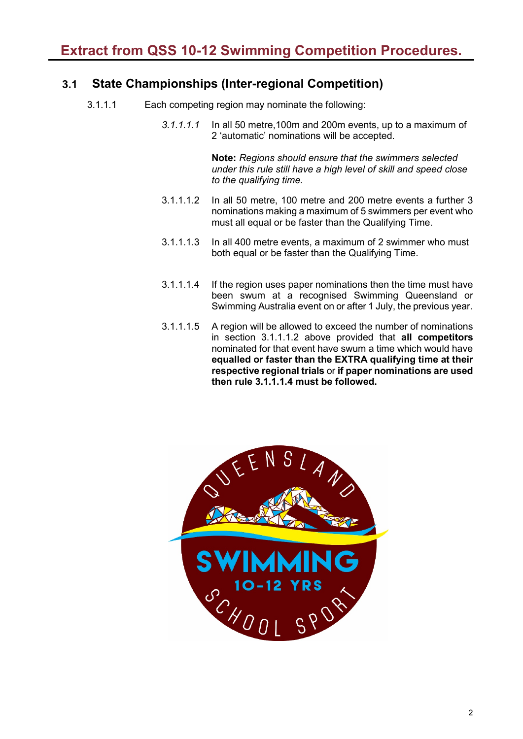# Extract from QSS 10-12 Swimming Competition Procedures.

## 3.1 State Championships (Inter-regional Competition)

3.1.1.1 Each competing region may nominate the following:

*3.1.1.1.1* In all 50 metre,100m and 200m events, up to a maximum of 2 'automatic' nominations will be accepted.

**Note:** *Regions should ensure that the swimmers selected under this rule still have a high level of skill and speed close to the qualifying time.*

3.1.1.1.2 In all 50 metre, 100 metre and 200 metre events a further 3 nominations making a maximum of 5 swimmers per event who must all equal or be faster than the Qualifying Time.

3.1.1.1.3 In all 400 metre events, a maximum of 2 swimmer who must both equal or be faster than the Qualifying Time.

3.1.1.1.4 If the region uses paper nominations then the time must have been swum at a recognised Swimming Queensland or Swimming Australia event on or after 1 July, the previous year.

3.1.1.1.5 A region will be allowed to exceed the number of nominations in section 3.1.1.1.2 above provided that **all competitors** nominated for that event have swum a time which would have **equalled or faster than the EXTRA qualifying time at their respective regional trials** or **if paper nominations are used then rule 3.1.1.1.4 must be followed.**